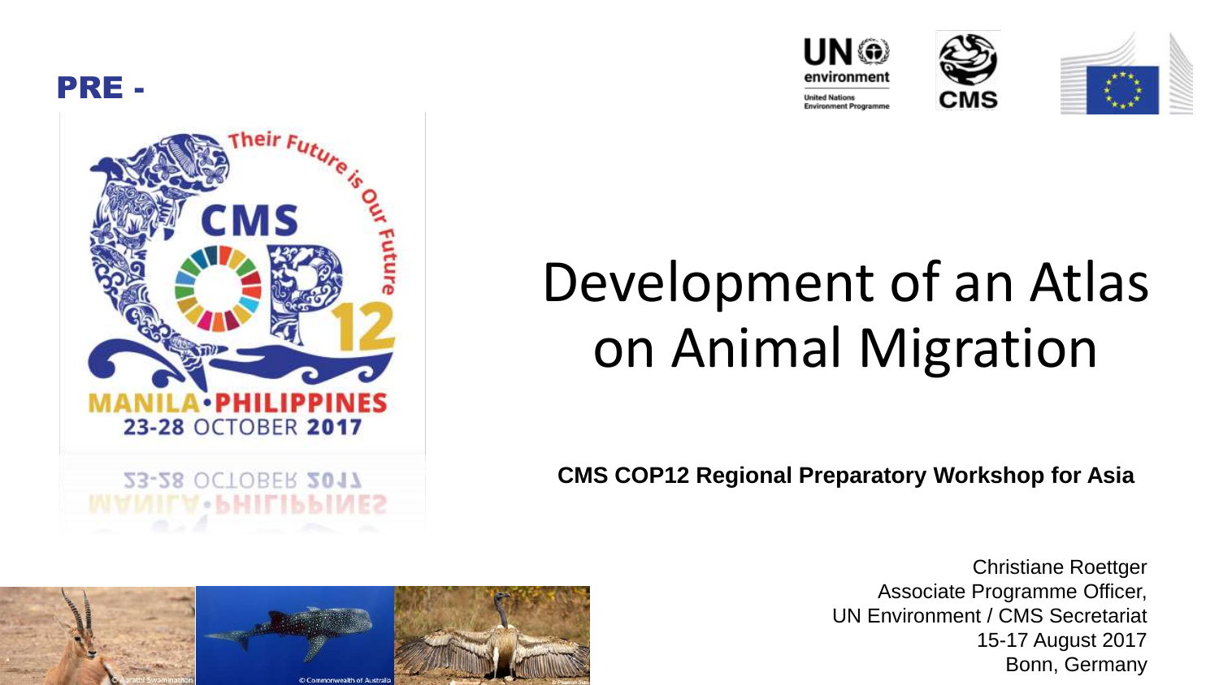PRE -

# Development of an Atlas on Animal Migration

**CMS COP12 Regional Preparatory Workshop for Asia**

Christiane Roettger
Associate Programme Officer,
UN Environment / CMS Secretariat
15-17 August 2017
Bonn, Germany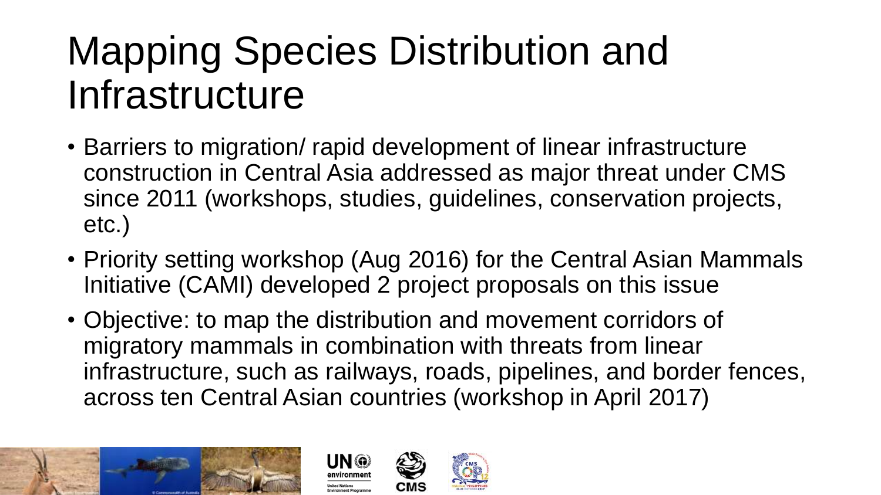# Mapping Species Distribution and Infrastructure

- Barriers to migration/ rapid development of linear infrastructure construction in Central Asia addressed as major threat under CMS since 2011 (workshops, studies, guidelines, conservation projects, etc.)
- Priority setting workshop (Aug 2016) for the Central Asian Mammals Initiative (CAMI) developed 2 project proposals on this issue
- Objective: to map the distribution and movement corridors of migratory mammals in combination with threats from linear infrastructure, such as railways, roads, pipelines, and border fences, across ten Central Asian countries (workshop in April 2017)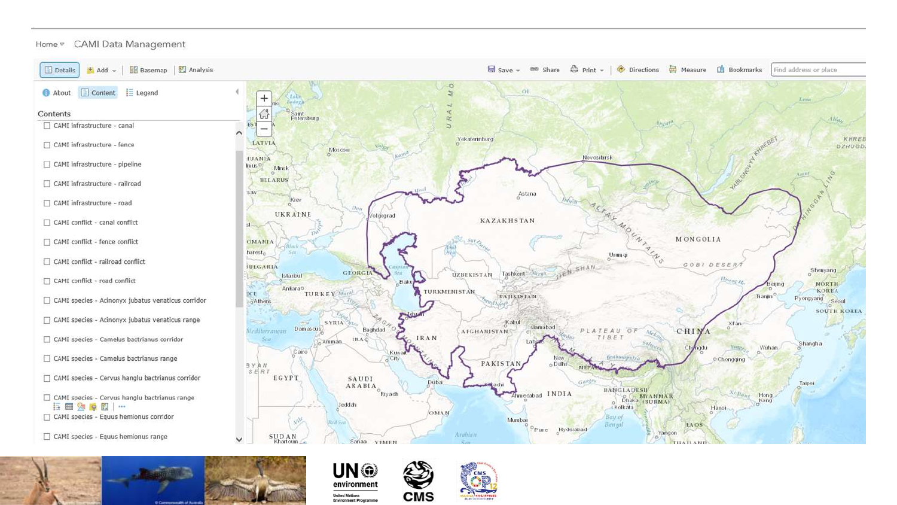Home ▾ CAMI Data Management

Details | Add | Basemap | Analysis | Save | Share | Print | Directions | Measure | Bookmarks | Find address or place

About | Content | Legend

Contents

- CAMI infrastructure - canal
- CAMI infrastructure - fence
- CAMI infrastructure - pipeline
- CAMI infrastructure - railroad
- CAMI infrastructure - road
- CAMI conflict - canal conflict
- CAMI conflict - fence conflict
- CAMI conflict - railroad conflict
- CAMI conflict - road conflict
- CAMI species - Acinonyx jubatus venaticus corridor
- CAMI species - Acinonyx jubatus venaticus range
- CAMI species - Camelus bactrianus corridor
- CAMI species - Camelus bactrianus range
- CAMI species - Cervus hanglu bactrianus corridor
- CAMI species - Cervus hanglu bactrianus range
- CAMI species - Equus hemionus corridor
- CAMI species - Equus hemionus range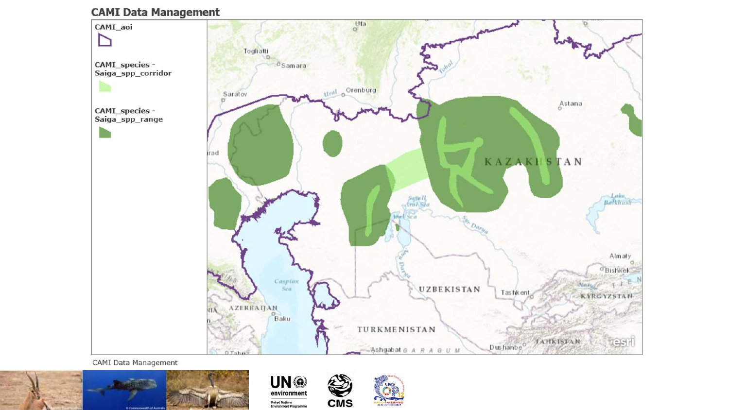# CAMI Data Management

CAMI_aoi

CAMI_species - Saiga_spp_corridor

CAMI_species - Saiga_spp_range

CAMI Data Management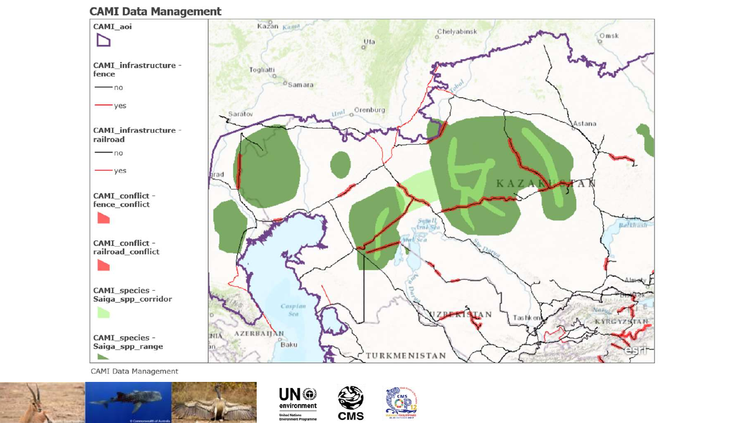## CAMI Data Management

**CAMI_aoi**

**CAMI_infrastructure - fence**

- no
- yes

**CAMI_infrastructure - railroad**

- no
- yes

**CAMI_conflict - fence_conflict**

**CAMI_conflict - railroad_conflict**

**CAMI_species - Saiga_spp_corridor**

**CAMI_species - Saiga_spp_range**

CAMI Data Management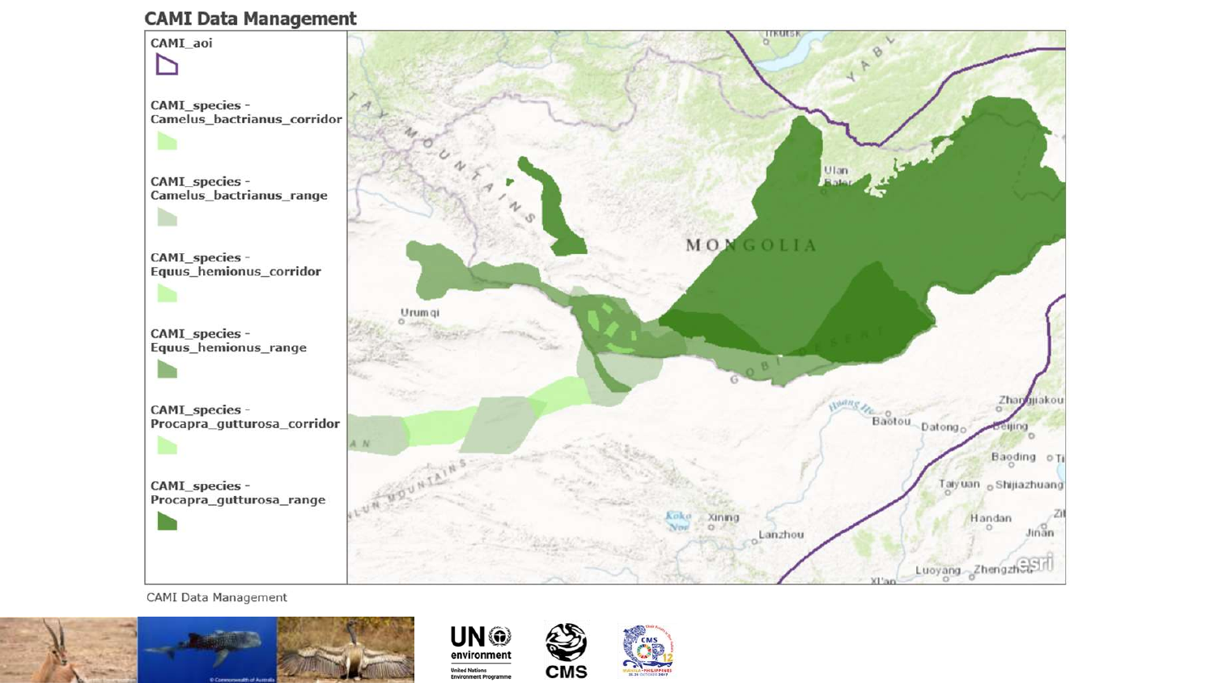## CAMI Data Management

CAMI_aoi

CAMI_species - Camelus_bactrianus_corridor

CAMI_species - Camelus_bactrianus_range

CAMI_species - Equus_hemionus_corridor

CAMI_species - Equus_hemionus_range

CAMI_species - Procapra_gutturosa_corridor

CAMI_species - Procapra_gutturosa_range

CAMI Data Management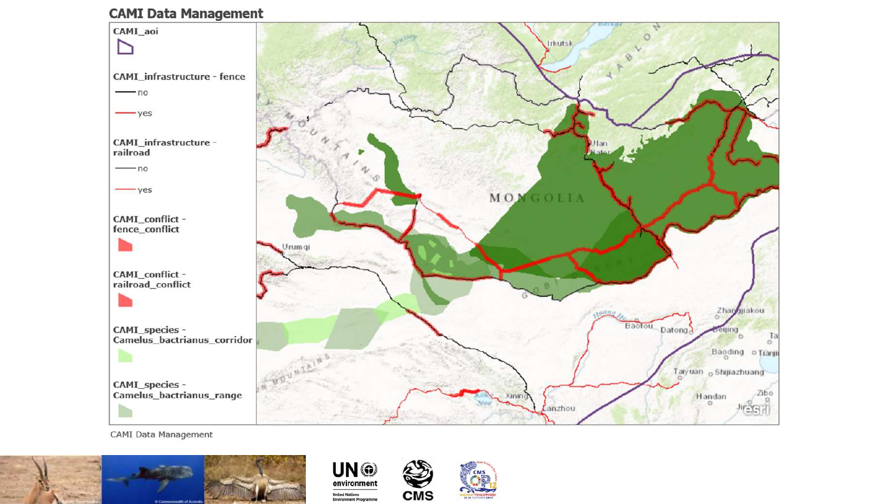# CAMI Data Management

**CAMI_aoi**

**CAMI_infrastructure - fence**
- no
- yes

**CAMI_infrastructure - railroad**
- no
- yes

**CAMI_conflict - fence_conflict**

**CAMI_conflict - railroad_conflict**

**CAMI_species - Camelus_bactrianus_corridor**

**CAMI_species - Camelus_bactrianus_range**

CAMI Data Management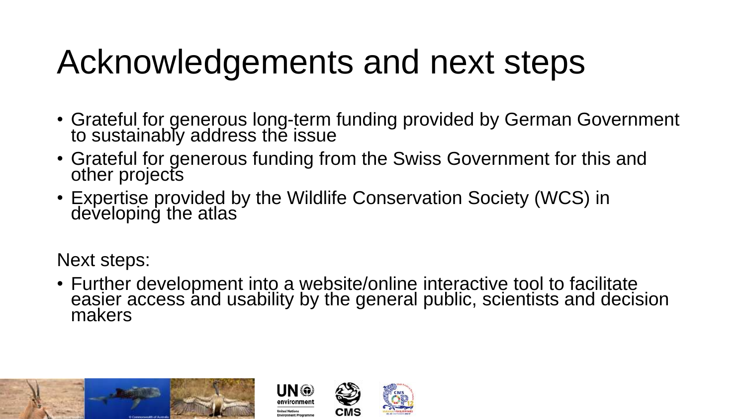# Acknowledgements and next steps

- Grateful for generous long-term funding provided by German Government to sustainably address the issue
- Grateful for generous funding from the Swiss Government for this and other projects
- Expertise provided by the Wildlife Conservation Society (WCS) in developing the atlas

Next steps:

- Further development into a website/online interactive tool to facilitate easier access and usability by the general public, scientists and decision makers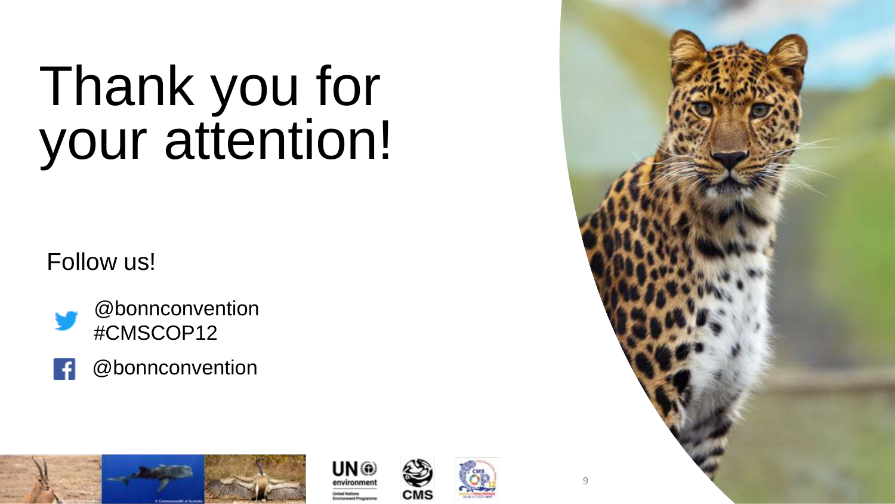# Thank you for your attention!

Follow us!

@bonnconvention
#CMSCOP12

@bonnconvention